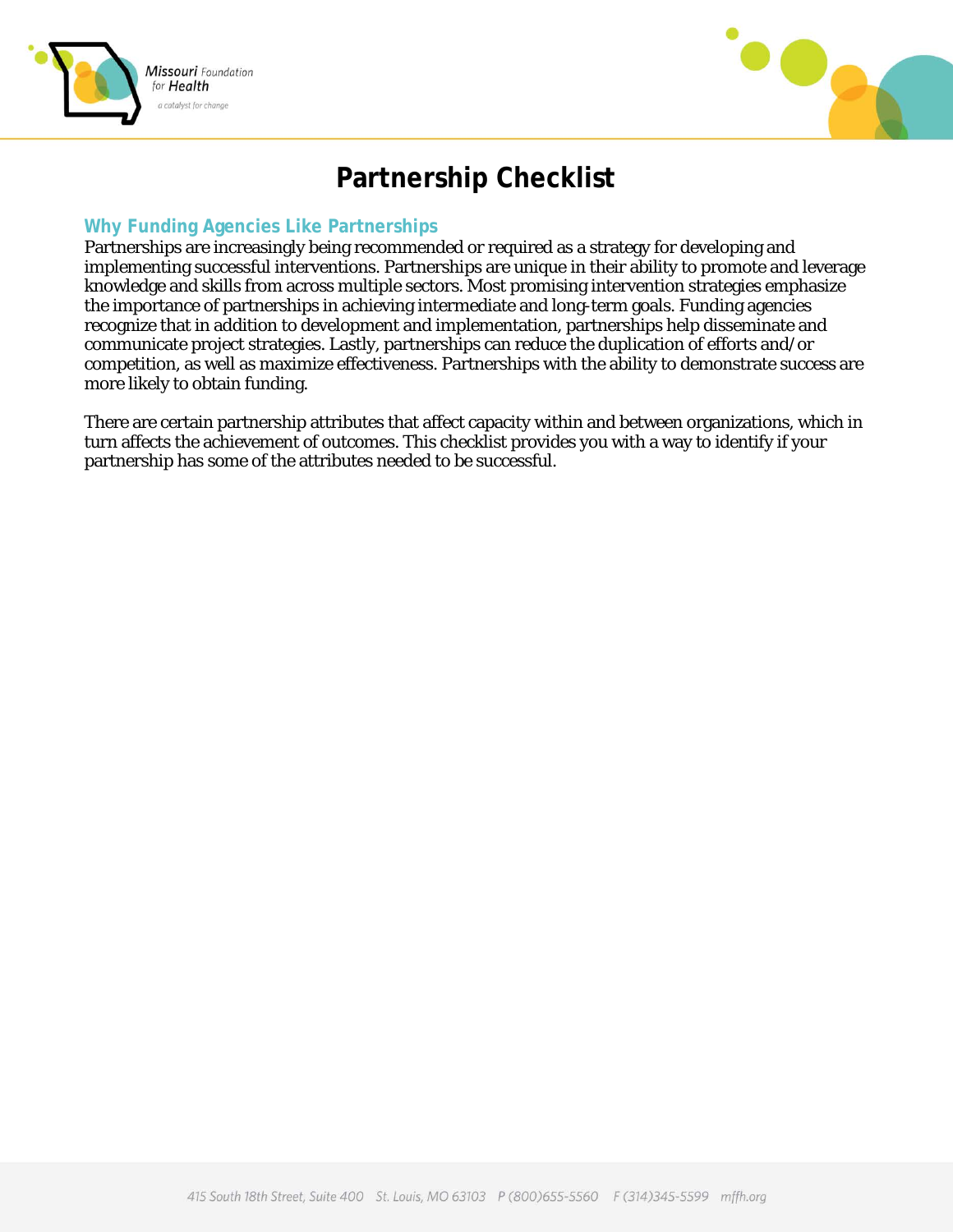# Partnership Checklist

## Why Funding Agencies Like Partnerships

Partnerships are increasingly being recommended or required as a strategy for developing and implementing successful interventions. Partnerships are unique in their ability to promote and leverage knowledge and skills from across multiple sectors. Most promising intervention strategies emphasize the importance of partnerships in achieving intermediate and long-term goals. Funding agencies recognize that in addition to development and implementation, partnerships help disseminate and communicate project strategies. Lastly, partnerships can reduce the duplication of efforts and/or competition, as well as maximize effectiveness. Partnerships with the ability to demonstrate success are more likely to obtain funding.

There are certain partnership attributes that affect capacity within and between organizations, which in turn affects the achievement of outcomes. This checklist provides you with a way to identify if your partnership has some of the attributes needed to be successful.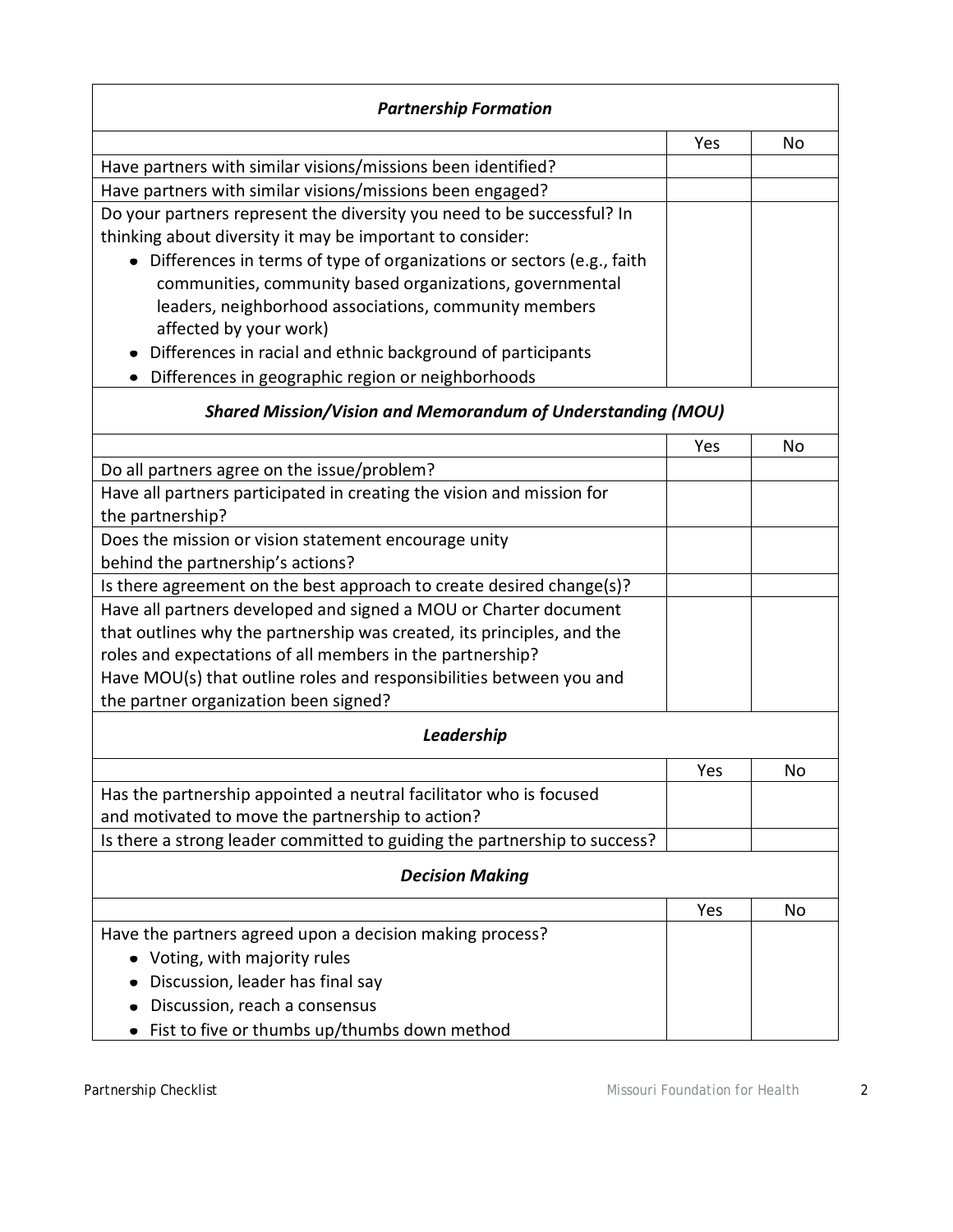| ***Partnership Formation*** | | |
|---|---|---|
| | Yes | No |
| Have partners with similar visions/missions been identified? | | |
| Have partners with similar visions/missions been engaged? | | |
| Do your partners represent the diversity you need to be successful? In thinking about diversity it may be important to consider:<br>• Differences in terms of type of organizations or sectors (e.g., faith communities, community based organizations, governmental leaders, neighborhood associations, community members affected by your work)<br>• Differences in racial and ethnic background of participants<br>• Differences in geographic region or neighborhoods | | |

| ***Shared Mission/Vision and Memorandum of Understanding (MOU)*** | | |
|---|---|---|
| | Yes | No |
| Do all partners agree on the issue/problem? | | |
| Have all partners participated in creating the vision and mission for the partnership? | | |
| Does the mission or vision statement encourage unity behind the partnership's actions? | | |
| Is there agreement on the best approach to create desired change(s)? | | |
| Have all partners developed and signed a MOU or Charter document that outlines why the partnership was created, its principles, and the roles and expectations of all members in the partnership?<br>Have MOU(s) that outline roles and responsibilities between you and the partner organization been signed? | | |

| ***Leadership*** | | |
|---|---|---|
| | Yes | No |
| Has the partnership appointed a neutral facilitator who is focused and motivated to move the partnership to action? | | |
| Is there a strong leader committed to guiding the partnership to success? | | |

| ***Decision Making*** | | |
|---|---|---|
| | Yes | No |
| Have the partners agreed upon a decision making process?<br>• Voting, with majority rules<br>• Discussion, leader has final say<br>• Discussion, reach a consensus<br>• Fist to five or thumbs up/thumbs down method | | |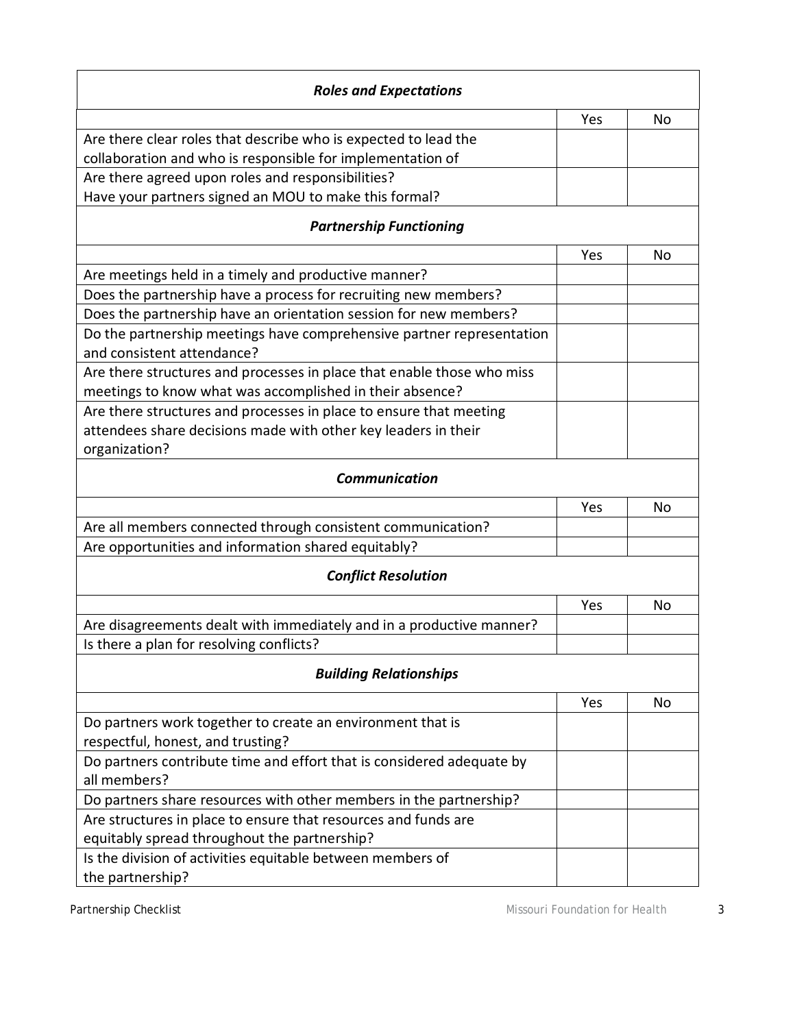| ***Roles and Expectations*** | | |
|---|---|---|
| | Yes | No |
| Are there clear roles that describe who is expected to lead the collaboration and who is responsible for implementation of | | |
| Are there agreed upon roles and responsibilities? Have your partners signed an MOU to make this formal? | | |
| ***Partnership Functioning*** | | |
| | Yes | No |
| Are meetings held in a timely and productive manner? | | |
| Does the partnership have a process for recruiting new members? | | |
| Does the partnership have an orientation session for new members? | | |
| Do the partnership meetings have comprehensive partner representation and consistent attendance? | | |
| Are there structures and processes in place that enable those who miss meetings to know what was accomplished in their absence? | | |
| Are there structures and processes in place to ensure that meeting attendees share decisions made with other key leaders in their organization? | | |
| ***Communication*** | | |
| | Yes | No |
| Are all members connected through consistent communication? | | |
| Are opportunities and information shared equitably? | | |
| ***Conflict Resolution*** | | |
| | Yes | No |
| Are disagreements dealt with immediately and in a productive manner? | | |
| Is there a plan for resolving conflicts? | | |
| ***Building Relationships*** | | |
| | Yes | No |
| Do partners work together to create an environment that is respectful, honest, and trusting? | | |
| Do partners contribute time and effort that is considered adequate by all members? | | |
| Do partners share resources with other members in the partnership? | | |
| Are structures in place to ensure that resources and funds are equitably spread throughout the partnership? | | |
| Is the division of activities equitable between members of the partnership? | | |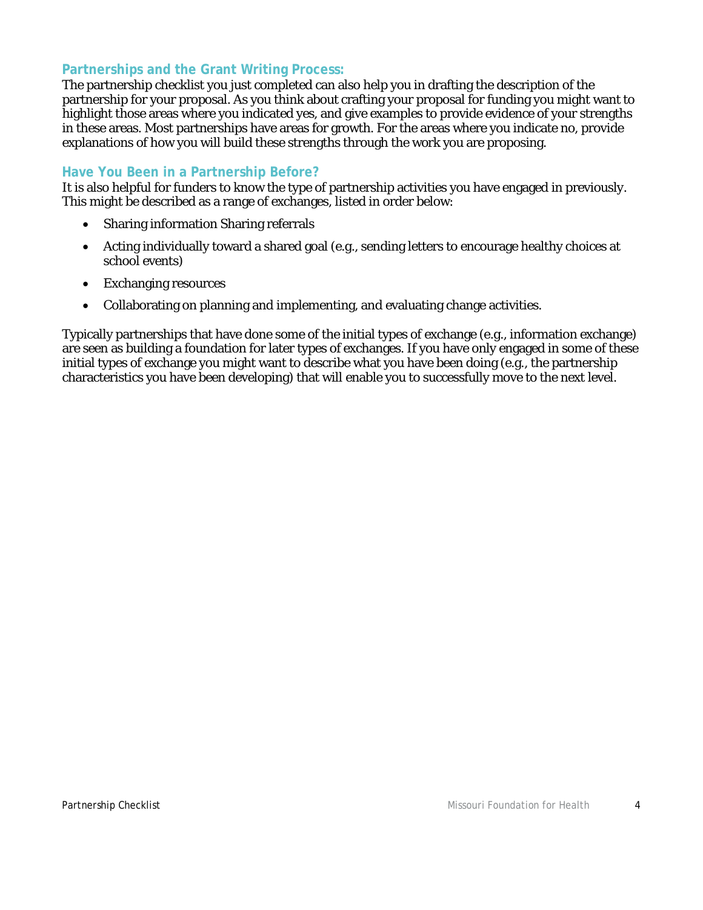### Partnerships and the Grant Writing Process:

The partnership checklist you just completed can also help you in drafting the description of the partnership for your proposal. As you think about crafting your proposal for funding you might want to highlight those areas where you indicated yes, and give examples to provide evidence of your strengths in these areas. Most partnerships have areas for growth. For the areas where you indicate no, provide explanations of how you will build these strengths through the work you are proposing.

### Have You Been in a Partnership Before?

It is also helpful for funders to know the type of partnership activities you have engaged in previously. This might be described as a range of exchanges, listed in order below:

- Sharing information Sharing referrals
- Acting individually toward a shared goal (e.g., sending letters to encourage healthy choices at school events)
- Exchanging resources
- Collaborating on planning and implementing, and evaluating change activities.

Typically partnerships that have done some of the initial types of exchange (e.g., information exchange) are seen as building a foundation for later types of exchanges. If you have only engaged in some of these initial types of exchange you might want to describe what you have been doing (e.g., the partnership characteristics you have been developing) that will enable you to successfully move to the next level.